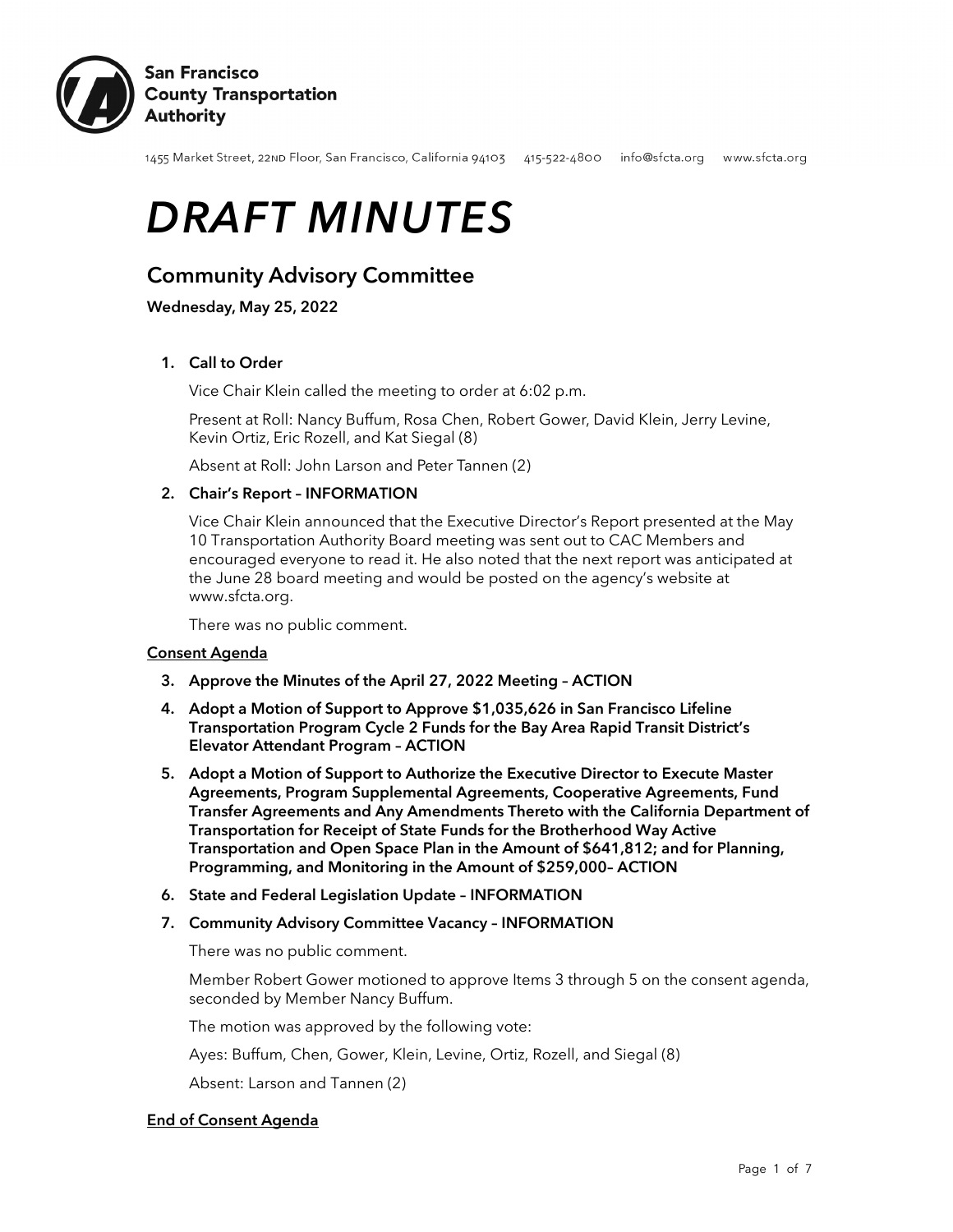**San Francisco County Transportation Authority**

1455 Market Street, 22ND Floor, San Francisco, California 94103 415-522-4800 info@sfcta.org www.sfcta.org

# *DRAFT MINUTES*

## Community Advisory Committee

**Wednesday, May 25, 2022**

1. **Call to Order**

   Vice Chair Klein called the meeting to order at 6:02 p.m.

   Present at Roll: Nancy Buffum, Rosa Chen, Robert Gower, David Klein, Jerry Levine, Kevin Ortiz, Eric Rozell, and Kat Siegal (8)

   Absent at Roll: John Larson and Peter Tannen (2)

2. **Chair's Report – INFORMATION**

   Vice Chair Klein announced that the Executive Director's Report presented at the May 10 Transportation Authority Board meeting was sent out to CAC Members and encouraged everyone to read it. He also noted that the next report was anticipated at the June 28 board meeting and would be posted on the agency's website at www.sfcta.org.

   There was no public comment.

**Consent Agenda**

3. **Approve the Minutes of the April 27, 2022 Meeting – ACTION**

4. **Adopt a Motion of Support to Approve $1,035,626 in San Francisco Lifeline Transportation Program Cycle 2 Funds for the Bay Area Rapid Transit District's Elevator Attendant Program – ACTION**

5. **Adopt a Motion of Support to Authorize the Executive Director to Execute Master Agreements, Program Supplemental Agreements, Cooperative Agreements, Fund Transfer Agreements and Any Amendments Thereto with the California Department of Transportation for Receipt of State Funds for the Brotherhood Way Active Transportation and Open Space Plan in the Amount of $641,812; and for Planning, Programming, and Monitoring in the Amount of $259,000– ACTION**

6. **State and Federal Legislation Update – INFORMATION**

7. **Community Advisory Committee Vacancy – INFORMATION**

   There was no public comment.

   Member Robert Gower motioned to approve Items 3 through 5 on the consent agenda, seconded by Member Nancy Buffum.

   The motion was approved by the following vote:

   Ayes: Buffum, Chen, Gower, Klein, Levine, Ortiz, Rozell, and Siegal (8)

   Absent: Larson and Tannen (2)

**End of Consent Agenda**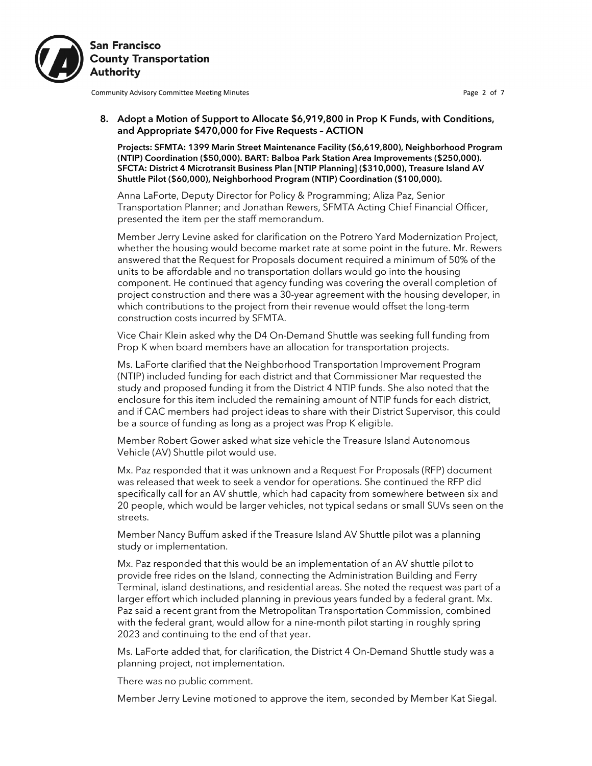**8. Adopt a Motion of Support to Allocate $6,919,800 in Prop K Funds, with Conditions, and Appropriate $470,000 for Five Requests – ACTION**

**Projects: SFMTA: 1399 Marin Street Maintenance Facility ($6,619,800), Neighborhood Program (NTIP) Coordination ($50,000). BART: Balboa Park Station Area Improvements ($250,000). SFCTA: District 4 Microtransit Business Plan [NTIP Planning] ($310,000), Treasure Island AV Shuttle Pilot ($60,000), Neighborhood Program (NTIP) Coordination ($100,000).**

Anna LaForte, Deputy Director for Policy & Programming; Aliza Paz, Senior Transportation Planner; and Jonathan Rewers, SFMTA Acting Chief Financial Officer, presented the item per the staff memorandum.

Member Jerry Levine asked for clarification on the Potrero Yard Modernization Project, whether the housing would become market rate at some point in the future. Mr. Rewers answered that the Request for Proposals document required a minimum of 50% of the units to be affordable and no transportation dollars would go into the housing component. He continued that agency funding was covering the overall completion of project construction and there was a 30-year agreement with the housing developer, in which contributions to the project from their revenue would offset the long-term construction costs incurred by SFMTA.

Vice Chair Klein asked why the D4 On-Demand Shuttle was seeking full funding from Prop K when board members have an allocation for transportation projects.

Ms. LaForte clarified that the Neighborhood Transportation Improvement Program (NTIP) included funding for each district and that Commissioner Mar requested the study and proposed funding it from the District 4 NTIP funds. She also noted that the enclosure for this item included the remaining amount of NTIP funds for each district, and if CAC members had project ideas to share with their District Supervisor, this could be a source of funding as long as a project was Prop K eligible.

Member Robert Gower asked what size vehicle the Treasure Island Autonomous Vehicle (AV) Shuttle pilot would use.

Mx. Paz responded that it was unknown and a Request For Proposals (RFP) document was released that week to seek a vendor for operations. She continued the RFP did specifically call for an AV shuttle, which had capacity from somewhere between six and 20 people, which would be larger vehicles, not typical sedans or small SUVs seen on the streets.

Member Nancy Buffum asked if the Treasure Island AV Shuttle pilot was a planning study or implementation.

Mx. Paz responded that this would be an implementation of an AV shuttle pilot to provide free rides on the Island, connecting the Administration Building and Ferry Terminal, island destinations, and residential areas. She noted the request was part of a larger effort which included planning in previous years funded by a federal grant. Mx. Paz said a recent grant from the Metropolitan Transportation Commission, combined with the federal grant, would allow for a nine-month pilot starting in roughly spring 2023 and continuing to the end of that year.

Ms. LaForte added that, for clarification, the District 4 On-Demand Shuttle study was a planning project, not implementation.

There was no public comment.

Member Jerry Levine motioned to approve the item, seconded by Member Kat Siegal.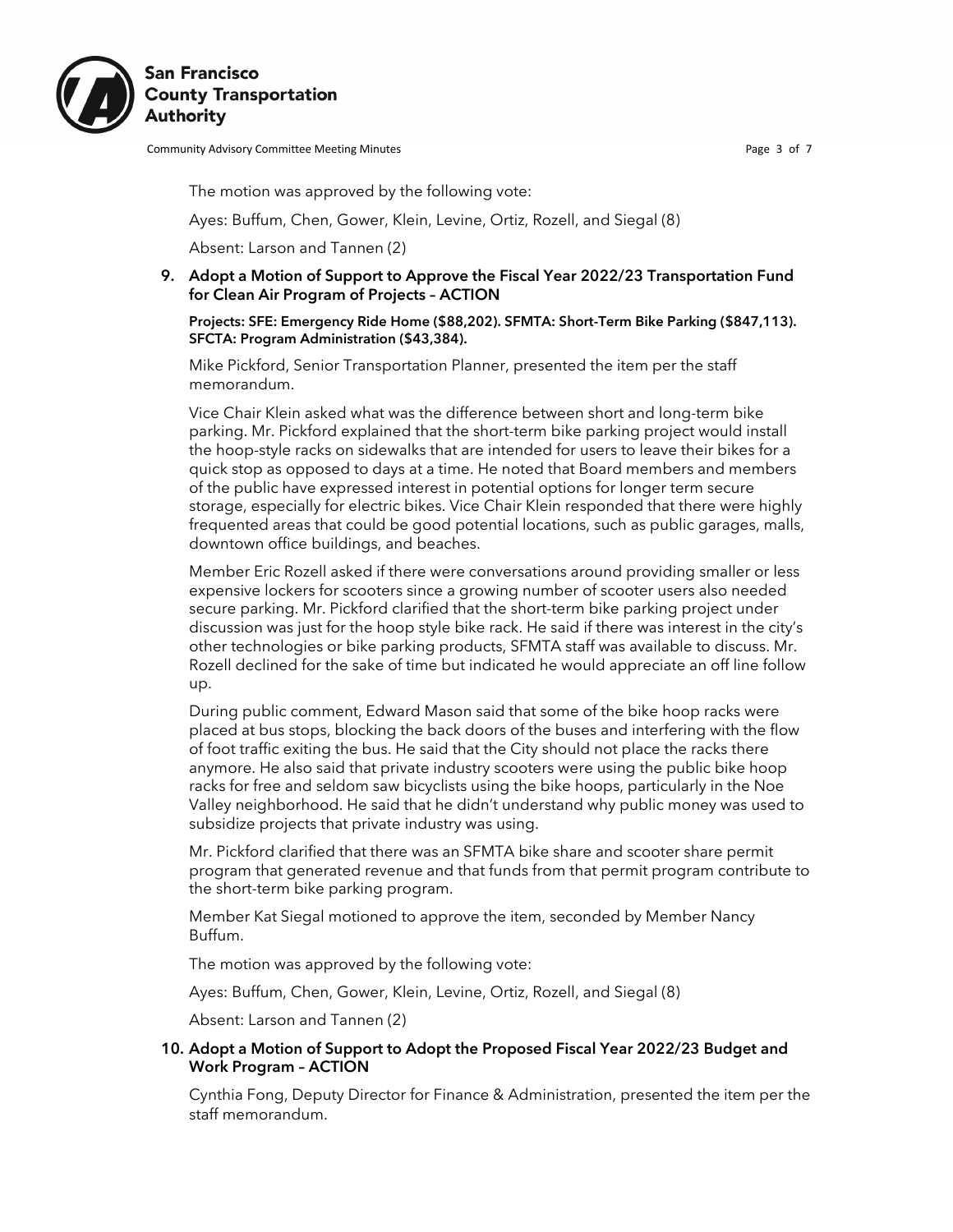The motion was approved by the following vote:

Ayes: Buffum, Chen, Gower, Klein, Levine, Ortiz, Rozell, and Siegal (8)

Absent: Larson and Tannen (2)

**9. Adopt a Motion of Support to Approve the Fiscal Year 2022/23 Transportation Fund for Clean Air Program of Projects – ACTION**

**Projects: SFE: Emergency Ride Home ($88,202). SFMTA: Short-Term Bike Parking ($847,113). SFCTA: Program Administration ($43,384).**

Mike Pickford, Senior Transportation Planner, presented the item per the staff memorandum.

Vice Chair Klein asked what was the difference between short and long-term bike parking. Mr. Pickford explained that the short-term bike parking project would install the hoop-style racks on sidewalks that are intended for users to leave their bikes for a quick stop as opposed to days at a time. He noted that Board members and members of the public have expressed interest in potential options for longer term secure storage, especially for electric bikes. Vice Chair Klein responded that there were highly frequented areas that could be good potential locations, such as public garages, malls, downtown office buildings, and beaches.

Member Eric Rozell asked if there were conversations around providing smaller or less expensive lockers for scooters since a growing number of scooter users also needed secure parking. Mr. Pickford clarified that the short-term bike parking project under discussion was just for the hoop style bike rack. He said if there was interest in the city's other technologies or bike parking products, SFMTA staff was available to discuss. Mr. Rozell declined for the sake of time but indicated he would appreciate an off line follow up.

During public comment, Edward Mason said that some of the bike hoop racks were placed at bus stops, blocking the back doors of the buses and interfering with the flow of foot traffic exiting the bus. He said that the City should not place the racks there anymore. He also said that private industry scooters were using the public bike hoop racks for free and seldom saw bicyclists using the bike hoops, particularly in the Noe Valley neighborhood. He said that he didn't understand why public money was used to subsidize projects that private industry was using.

Mr. Pickford clarified that there was an SFMTA bike share and scooter share permit program that generated revenue and that funds from that permit program contribute to the short-term bike parking program.

Member Kat Siegal motioned to approve the item, seconded by Member Nancy Buffum.

The motion was approved by the following vote:

Ayes: Buffum, Chen, Gower, Klein, Levine, Ortiz, Rozell, and Siegal (8)

Absent: Larson and Tannen (2)

**10. Adopt a Motion of Support to Adopt the Proposed Fiscal Year 2022/23 Budget and Work Program – ACTION**

Cynthia Fong, Deputy Director for Finance & Administration, presented the item per the staff memorandum.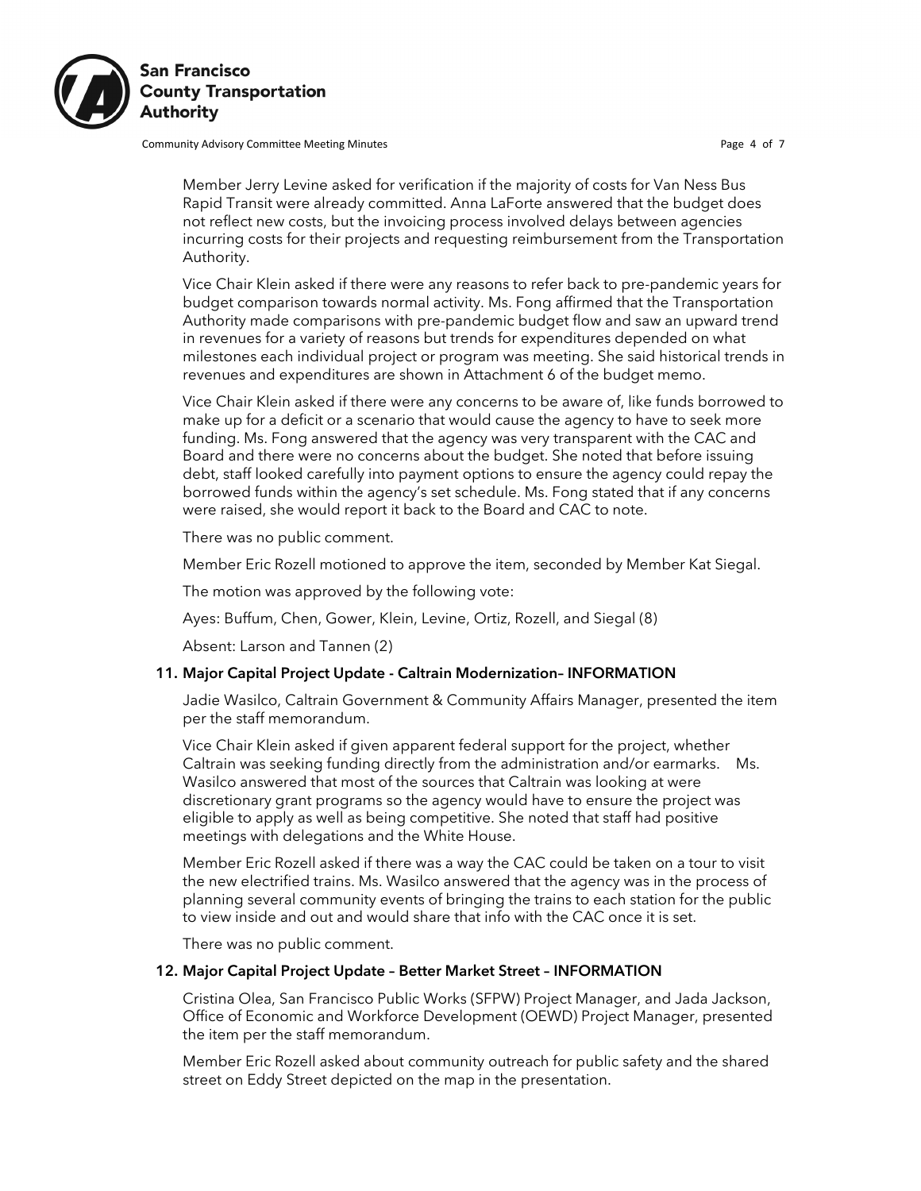Member Jerry Levine asked for verification if the majority of costs for Van Ness Bus Rapid Transit were already committed. Anna LaForte answered that the budget does not reflect new costs, but the invoicing process involved delays between agencies incurring costs for their projects and requesting reimbursement from the Transportation Authority.

Vice Chair Klein asked if there were any reasons to refer back to pre-pandemic years for budget comparison towards normal activity. Ms. Fong affirmed that the Transportation Authority made comparisons with pre-pandemic budget flow and saw an upward trend in revenues for a variety of reasons but trends for expenditures depended on what milestones each individual project or program was meeting. She said historical trends in revenues and expenditures are shown in Attachment 6 of the budget memo.

Vice Chair Klein asked if there were any concerns to be aware of, like funds borrowed to make up for a deficit or a scenario that would cause the agency to have to seek more funding. Ms. Fong answered that the agency was very transparent with the CAC and Board and there were no concerns about the budget. She noted that before issuing debt, staff looked carefully into payment options to ensure the agency could repay the borrowed funds within the agency's set schedule. Ms. Fong stated that if any concerns were raised, she would report it back to the Board and CAC to note.

There was no public comment.

Member Eric Rozell motioned to approve the item, seconded by Member Kat Siegal.

The motion was approved by the following vote:

Ayes: Buffum, Chen, Gower, Klein, Levine, Ortiz, Rozell, and Siegal (8)

Absent: Larson and Tannen (2)

**11. Major Capital Project Update - Caltrain Modernization– INFORMATION**

Jadie Wasilco, Caltrain Government & Community Affairs Manager, presented the item per the staff memorandum.

Vice Chair Klein asked if given apparent federal support for the project, whether Caltrain was seeking funding directly from the administration and/or earmarks. Ms. Wasilco answered that most of the sources that Caltrain was looking at were discretionary grant programs so the agency would have to ensure the project was eligible to apply as well as being competitive. She noted that staff had positive meetings with delegations and the White House.

Member Eric Rozell asked if there was a way the CAC could be taken on a tour to visit the new electrified trains. Ms. Wasilco answered that the agency was in the process of planning several community events of bringing the trains to each station for the public to view inside and out and would share that info with the CAC once it is set.

There was no public comment.

**12. Major Capital Project Update – Better Market Street – INFORMATION**

Cristina Olea, San Francisco Public Works (SFPW) Project Manager, and Jada Jackson, Office of Economic and Workforce Development (OEWD) Project Manager, presented the item per the staff memorandum.

Member Eric Rozell asked about community outreach for public safety and the shared street on Eddy Street depicted on the map in the presentation.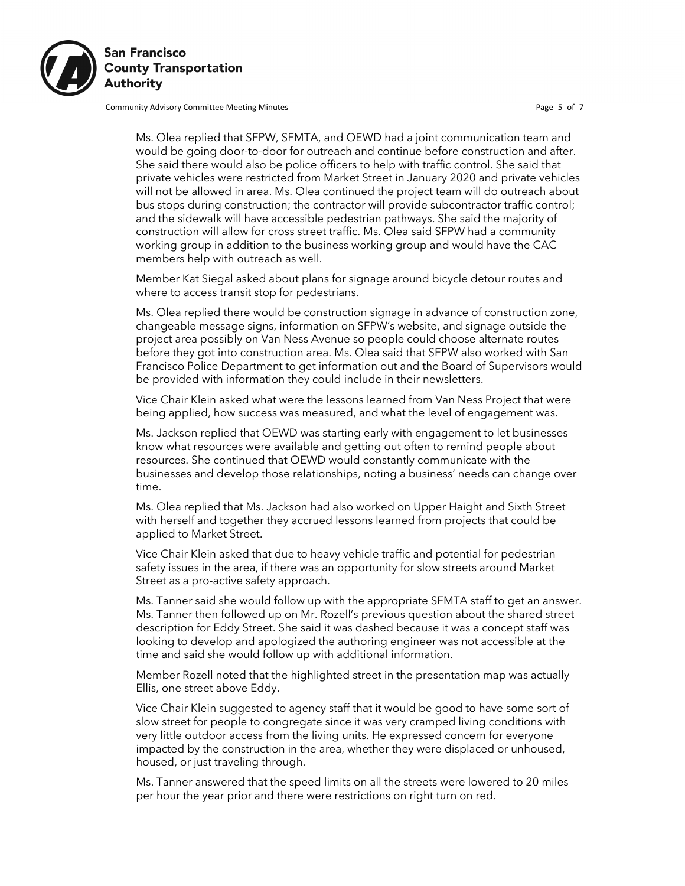Ms. Olea replied that SFPW, SFMTA, and OEWD had a joint communication team and would be going door-to-door for outreach and continue before construction and after. She said there would also be police officers to help with traffic control. She said that private vehicles were restricted from Market Street in January 2020 and private vehicles will not be allowed in area. Ms. Olea continued the project team will do outreach about bus stops during construction; the contractor will provide subcontractor traffic control; and the sidewalk will have accessible pedestrian pathways. She said the majority of construction will allow for cross street traffic. Ms. Olea said SFPW had a community working group in addition to the business working group and would have the CAC members help with outreach as well.

Member Kat Siegal asked about plans for signage around bicycle detour routes and where to access transit stop for pedestrians.

Ms. Olea replied there would be construction signage in advance of construction zone, changeable message signs, information on SFPW's website, and signage outside the project area possibly on Van Ness Avenue so people could choose alternate routes before they got into construction area. Ms. Olea said that SFPW also worked with San Francisco Police Department to get information out and the Board of Supervisors would be provided with information they could include in their newsletters.

Vice Chair Klein asked what were the lessons learned from Van Ness Project that were being applied, how success was measured, and what the level of engagement was.

Ms. Jackson replied that OEWD was starting early with engagement to let businesses know what resources were available and getting out often to remind people about resources. She continued that OEWD would constantly communicate with the businesses and develop those relationships, noting a business' needs can change over time.

Ms. Olea replied that Ms. Jackson had also worked on Upper Haight and Sixth Street with herself and together they accrued lessons learned from projects that could be applied to Market Street.

Vice Chair Klein asked that due to heavy vehicle traffic and potential for pedestrian safety issues in the area, if there was an opportunity for slow streets around Market Street as a pro-active safety approach.

Ms. Tanner said she would follow up with the appropriate SFMTA staff to get an answer. Ms. Tanner then followed up on Mr. Rozell's previous question about the shared street description for Eddy Street. She said it was dashed because it was a concept staff was looking to develop and apologized the authoring engineer was not accessible at the time and said she would follow up with additional information.

Member Rozell noted that the highlighted street in the presentation map was actually Ellis, one street above Eddy.

Vice Chair Klein suggested to agency staff that it would be good to have some sort of slow street for people to congregate since it was very cramped living conditions with very little outdoor access from the living units. He expressed concern for everyone impacted by the construction in the area, whether they were displaced or unhoused, housed, or just traveling through.

Ms. Tanner answered that the speed limits on all the streets were lowered to 20 miles per hour the year prior and there were restrictions on right turn on red.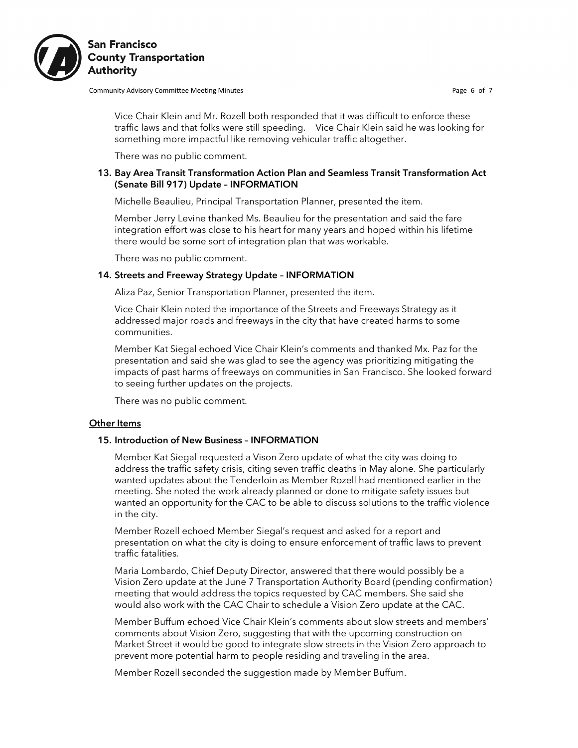Vice Chair Klein and Mr. Rozell both responded that it was difficult to enforce these traffic laws and that folks were still speeding. Vice Chair Klein said he was looking for something more impactful like removing vehicular traffic altogether.

There was no public comment.

**13. Bay Area Transit Transformation Action Plan and Seamless Transit Transformation Act (Senate Bill 917) Update – INFORMATION**

Michelle Beaulieu, Principal Transportation Planner, presented the item.

Member Jerry Levine thanked Ms. Beaulieu for the presentation and said the fare integration effort was close to his heart for many years and hoped within his lifetime there would be some sort of integration plan that was workable.

There was no public comment.

**14. Streets and Freeway Strategy Update – INFORMATION**

Aliza Paz, Senior Transportation Planner, presented the item.

Vice Chair Klein noted the importance of the Streets and Freeways Strategy as it addressed major roads and freeways in the city that have created harms to some communities.

Member Kat Siegal echoed Vice Chair Klein's comments and thanked Mx. Paz for the presentation and said she was glad to see the agency was prioritizing mitigating the impacts of past harms of freeways on communities in San Francisco. She looked forward to seeing further updates on the projects.

There was no public comment.

**<u>Other Items</u>**

**15. Introduction of New Business – INFORMATION**

Member Kat Siegal requested a Vison Zero update of what the city was doing to address the traffic safety crisis, citing seven traffic deaths in May alone. She particularly wanted updates about the Tenderloin as Member Rozell had mentioned earlier in the meeting. She noted the work already planned or done to mitigate safety issues but wanted an opportunity for the CAC to be able to discuss solutions to the traffic violence in the city.

Member Rozell echoed Member Siegal's request and asked for a report and presentation on what the city is doing to ensure enforcement of traffic laws to prevent traffic fatalities.

Maria Lombardo, Chief Deputy Director, answered that there would possibly be a Vision Zero update at the June 7 Transportation Authority Board (pending confirmation) meeting that would address the topics requested by CAC members. She said she would also work with the CAC Chair to schedule a Vision Zero update at the CAC.

Member Buffum echoed Vice Chair Klein's comments about slow streets and members' comments about Vision Zero, suggesting that with the upcoming construction on Market Street it would be good to integrate slow streets in the Vision Zero approach to prevent more potential harm to people residing and traveling in the area.

Member Rozell seconded the suggestion made by Member Buffum.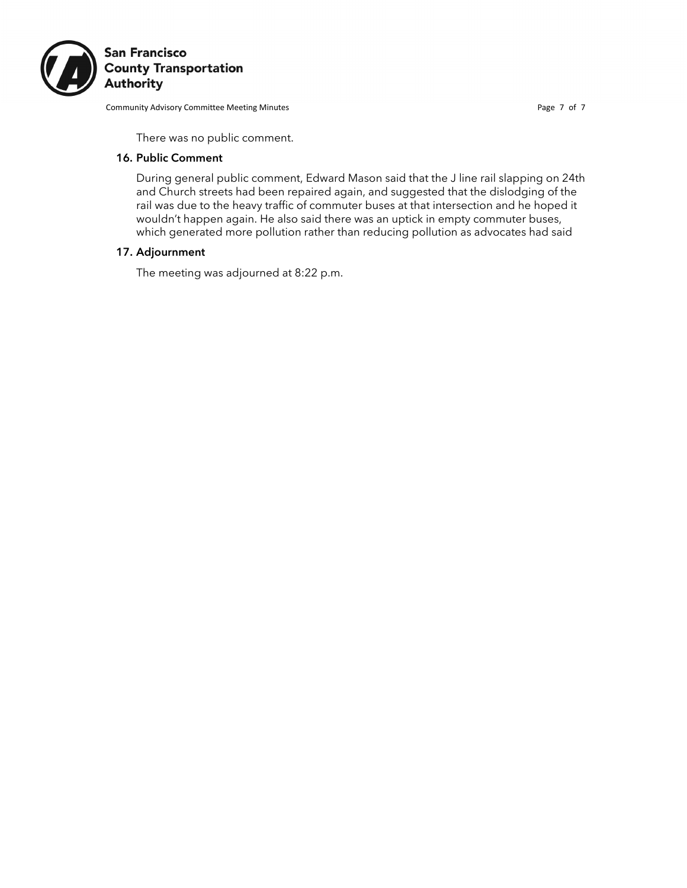There was no public comment.

## 16. Public Comment

During general public comment, Edward Mason said that the J line rail slapping on 24th and Church streets had been repaired again, and suggested that the dislodging of the rail was due to the heavy traffic of commuter buses at that intersection and he hoped it wouldn't happen again. He also said there was an uptick in empty commuter buses, which generated more pollution rather than reducing pollution as advocates had said

## 17. Adjournment

The meeting was adjourned at 8:22 p.m.